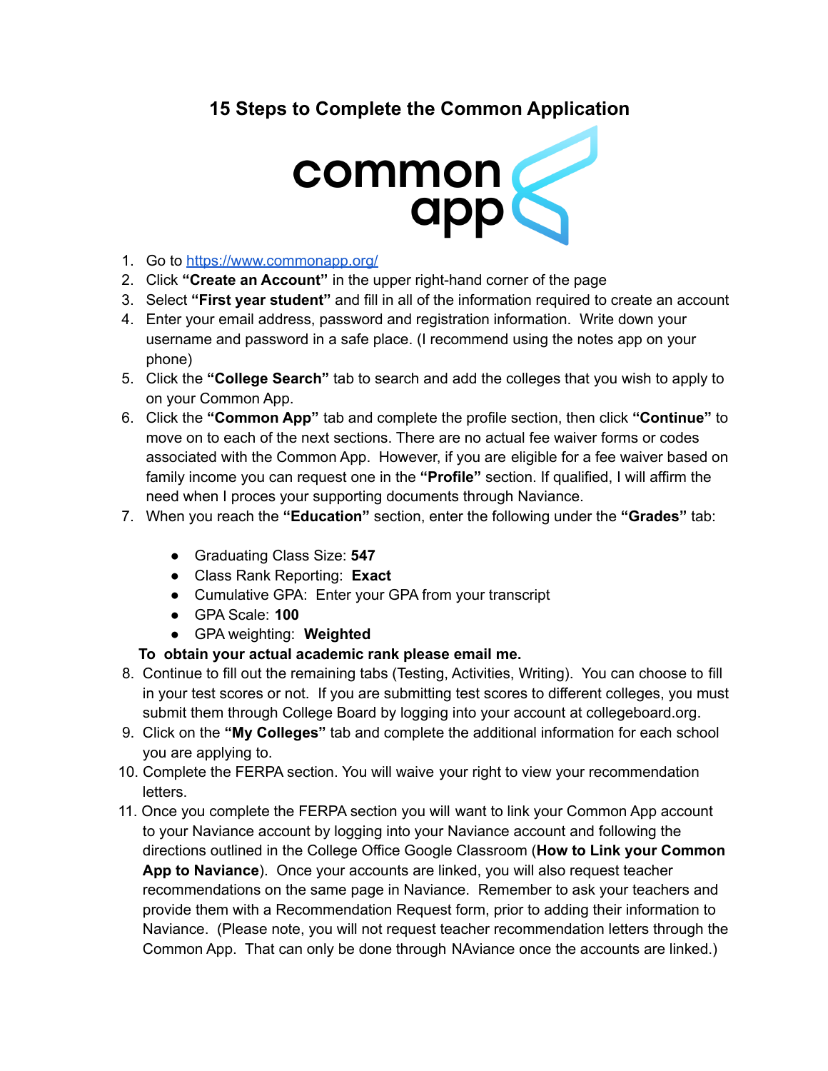# 15 Steps to Complete the Common Application

1. Go to https://www.commonapp.org/
2. Click **"Create an Account"** in the upper right-hand corner of the page
3. Select **"First year student"** and fill in all of the information required to create an account
4. Enter your email address, password and registration information. Write down your username and password in a safe place. (I recommend using the notes app on your phone)
5. Click the **"College Search"** tab to search and add the colleges that you wish to apply to on your Common App.
6. Click the **"Common App"** tab and complete the profile section, then click **"Continue"** to move on to each of the next sections. There are no actual fee waiver forms or codes associated with the Common App. However, if you are eligible for a fee waiver based on family income you can request one in the **"Profile"** section. If qualified, I will affirm the need when I proces your supporting documents through Naviance.
7. When you reach the **"Education"** section, enter the following under the **"Grades"** tab:

    - Graduating Class Size: **547**
    - Class Rank Reporting: **Exact**
    - Cumulative GPA: Enter your GPA from your transcript
    - GPA Scale: **100**
    - GPA weighting: **Weighted**

    **To obtain your actual academic rank please email me.**
8. Continue to fill out the remaining tabs (Testing, Activities, Writing). You can choose to fill in your test scores or not. If you are submitting test scores to different colleges, you must submit them through College Board by logging into your account at collegeboard.org.
9. Click on the **"My Colleges"** tab and complete the additional information for each school you are applying to.
10. Complete the FERPA section. You will waive your right to view your recommendation letters.
11. Once you complete the FERPA section you will want to link your Common App account to your Naviance account by logging into your Naviance account and following the directions outlined in the College Office Google Classroom (**How to Link your Common App to Naviance**). Once your accounts are linked, you will also request teacher recommendations on the same page in Naviance. Remember to ask your teachers and provide them with a Recommendation Request form, prior to adding their information to Naviance. (Please note, you will not request teacher recommendation letters through the Common App. That can only be done through NAviance once the accounts are linked.)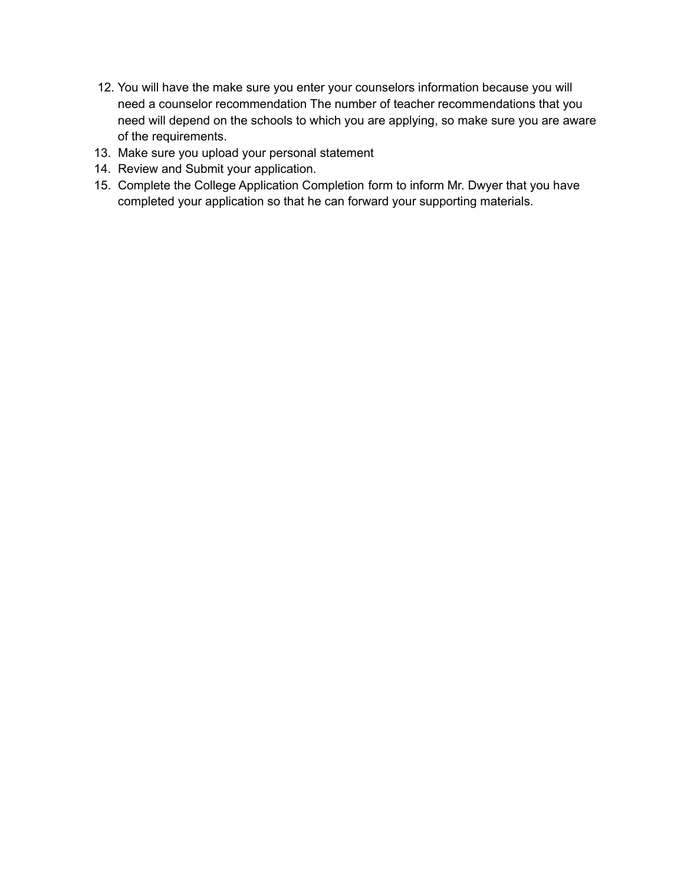12. You will have the make sure you enter your counselors information because you will need a counselor recommendation The number of teacher recommendations that you need will depend on the schools to which you are applying, so make sure you are aware of the requirements.
13. Make sure you upload your personal statement
14. Review and Submit your application.
15. Complete the College Application Completion form to inform Mr. Dwyer that you have completed your application so that he can forward your supporting materials.